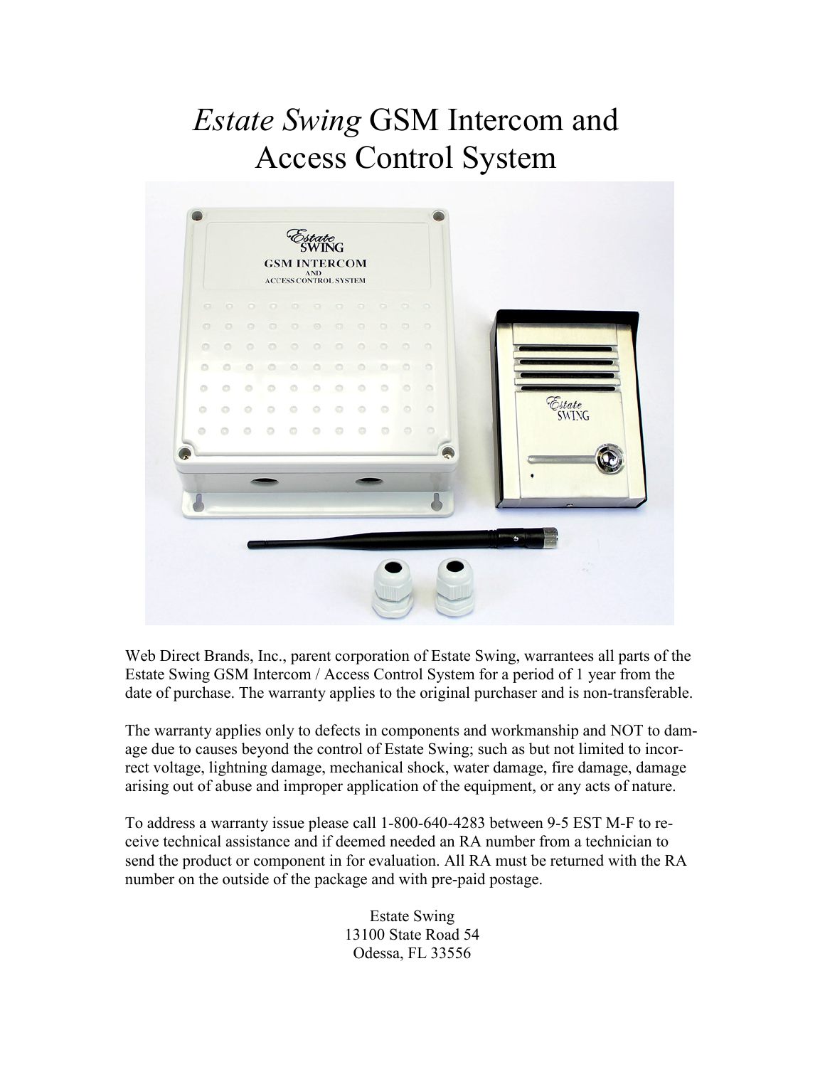# *Estate Swing* GSM Intercom and Access Control System

Web Direct Brands, Inc., parent corporation of Estate Swing, warrantees all parts of the Estate Swing GSM Intercom / Access Control System for a period of 1 year from the date of purchase. The warranty applies to the original purchaser and is non-transferable.

The warranty applies only to defects in components and workmanship and NOT to damage due to causes beyond the control of Estate Swing; such as but not limited to incorrect voltage, lightning damage, mechanical shock, water damage, fire damage, damage arising out of abuse and improper application of the equipment, or any acts of nature.

To address a warranty issue please call 1-800-640-4283 between 9-5 EST M-F to receive technical assistance and if deemed needed an RA number from a technician to send the product or component in for evaluation. All RA must be returned with the RA number on the outside of the package and with pre-paid postage.

Estate Swing
13100 State Road 54
Odessa, FL 33556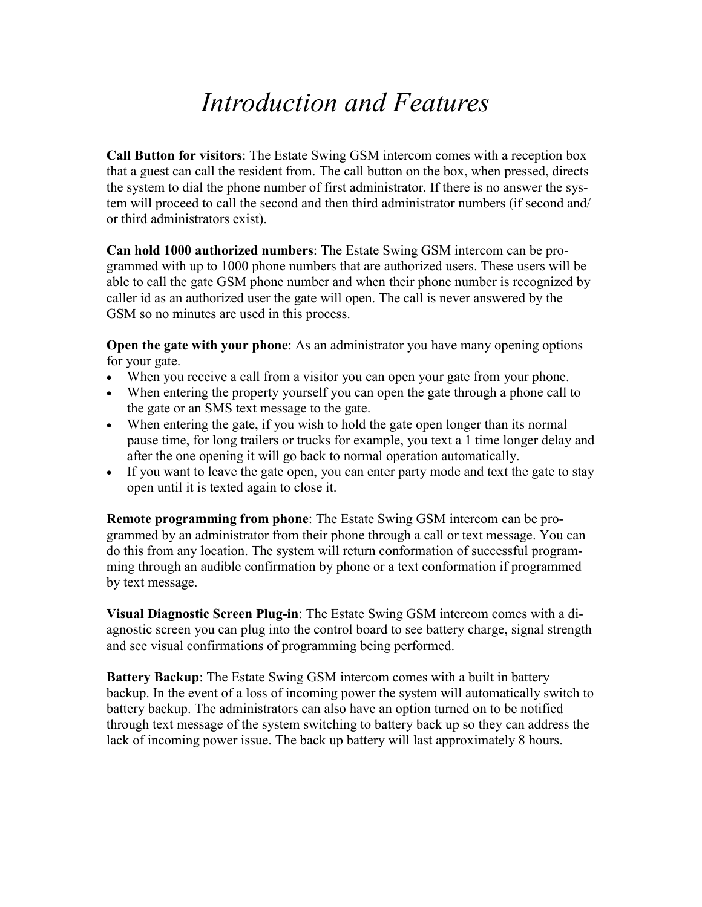# *Introduction and Features*

**Call Button for visitors**: The Estate Swing GSM intercom comes with a reception box that a guest can call the resident from. The call button on the box, when pressed, directs the system to dial the phone number of first administrator. If there is no answer the system will proceed to call the second and then third administrator numbers (if second and/or third administrators exist).

**Can hold 1000 authorized numbers**: The Estate Swing GSM intercom can be programmed with up to 1000 phone numbers that are authorized users. These users will be able to call the gate GSM phone number and when their phone number is recognized by caller id as an authorized user the gate will open. The call is never answered by the GSM so no minutes are used in this process.

**Open the gate with your phone**: As an administrator you have many opening options for your gate.

- When you receive a call from a visitor you can open your gate from your phone.
- When entering the property yourself you can open the gate through a phone call to the gate or an SMS text message to the gate.
- When entering the gate, if you wish to hold the gate open longer than its normal pause time, for long trailers or trucks for example, you text a 1 time longer delay and after the one opening it will go back to normal operation automatically.
- If you want to leave the gate open, you can enter party mode and text the gate to stay open until it is texted again to close it.

**Remote programming from phone**: The Estate Swing GSM intercom can be programmed by an administrator from their phone through a call or text message. You can do this from any location. The system will return conformation of successful programming through an audible confirmation by phone or a text conformation if programmed by text message.

**Visual Diagnostic Screen Plug-in**: The Estate Swing GSM intercom comes with a diagnostic screen you can plug into the control board to see battery charge, signal strength and see visual confirmations of programming being performed.

**Battery Backup**: The Estate Swing GSM intercom comes with a built in battery backup. In the event of a loss of incoming power the system will automatically switch to battery backup. The administrators can also have an option turned on to be notified through text message of the system switching to battery back up so they can address the lack of incoming power issue. The back up battery will last approximately 8 hours.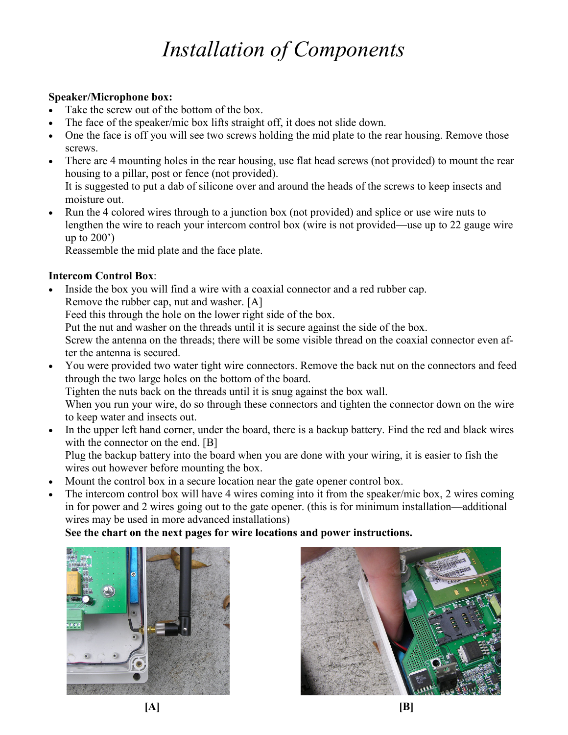# *Installation of Components*

**Speaker/Microphone box:**

- Take the screw out of the bottom of the box.
- The face of the speaker/mic box lifts straight off, it does not slide down.
- One the face is off you will see two screws holding the mid plate to the rear housing. Remove those screws.
- There are 4 mounting holes in the rear housing, use flat head screws (not provided) to mount the rear housing to a pillar, post or fence (not provided).
  It is suggested to put a dab of silicone over and around the heads of the screws to keep insects and moisture out.
- Run the 4 colored wires through to a junction box (not provided) and splice or use wire nuts to lengthen the wire to reach your intercom control box (wire is not provided—use up to 22 gauge wire up to 200')
  Reassemble the mid plate and the face plate.

**Intercom Control Box**:

- Inside the box you will find a wire with a coaxial connector and a red rubber cap.
  Remove the rubber cap, nut and washer. [A]
  Feed this through the hole on the lower right side of the box.
  Put the nut and washer on the threads until it is secure against the side of the box.
  Screw the antenna on the threads; there will be some visible thread on the coaxial connector even after the antenna is secured.
- You were provided two water tight wire connectors. Remove the back nut on the connectors and feed through the two large holes on the bottom of the board.
  Tighten the nuts back on the threads until it is snug against the box wall.
  When you run your wire, do so through these connectors and tighten the connector down on the wire to keep water and insects out.
- In the upper left hand corner, under the board, there is a backup battery. Find the red and black wires with the connector on the end. [B]
  Plug the backup battery into the board when you are done with your wiring, it is easier to fish the wires out however before mounting the box.
- Mount the control box in a secure location near the gate opener control box.
- The intercom control box will have 4 wires coming into it from the speaker/mic box, 2 wires coming in for power and 2 wires going out to the gate opener. (this is for minimum installation—additional wires may be used in more advanced installations)
  **See the chart on the next pages for wire locations and power instructions.**

**[A]**

**[B]**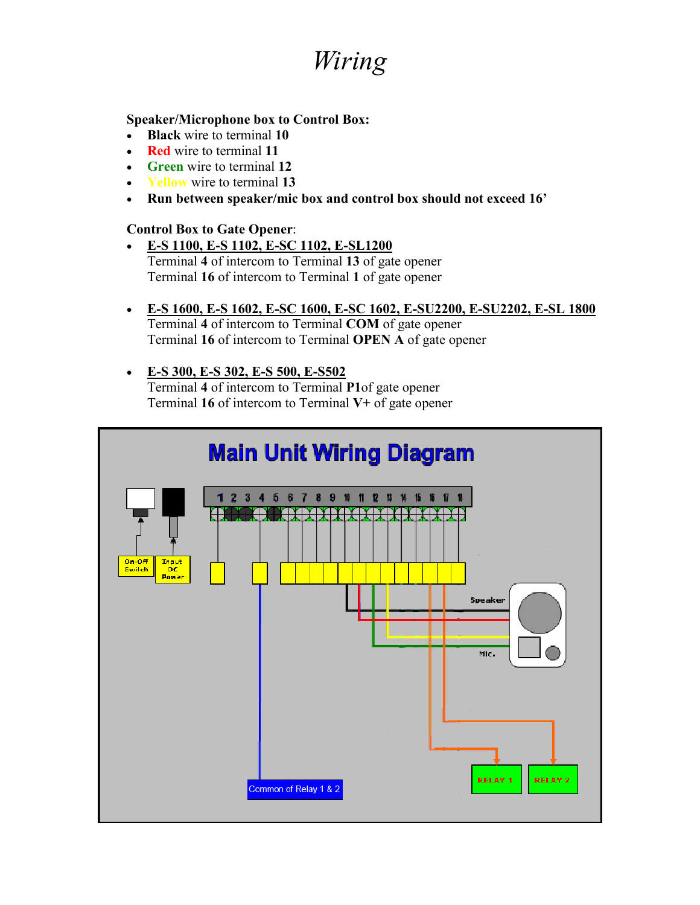# *Wiring*

**Speaker/Microphone box to Control Box:**

- **Black** wire to terminal **10**
- **Red** wire to terminal **11**
- **Green** wire to terminal **12**
- **Yellow** wire to terminal **13**
- **Run between speaker/mic box and control box should not exceed 16'**

**Control Box to Gate Opener**:

- **E-S 1100, E-S 1102, E-SC 1102, E-SL1200**
  Terminal **4** of intercom to Terminal **13** of gate opener
  Terminal **16** of intercom to Terminal **1** of gate opener

- **E-S 1600, E-S 1602, E-SC 1600, E-SC 1602, E-SU2200, E-SU2202, E-SL 1800**
  Terminal **4** of intercom to Terminal **COM** of gate opener
  Terminal **16** of intercom to Terminal **OPEN A** of gate opener

- **E-S 300, E-S 302, E-S 500, E-S502**
  Terminal **4** of intercom to Terminal **P1**of gate opener
  Terminal **16** of intercom to Terminal **V+** of gate opener

## Main Unit Wiring Diagram

1 2 3 4 5 6 7 8 9 10 11 12 13 14 15 16 17 18

On-Off Switch

Input DC Power

Speaker

Mic.

Common of Relay 1 & 2

RELAY 1

RELAY 2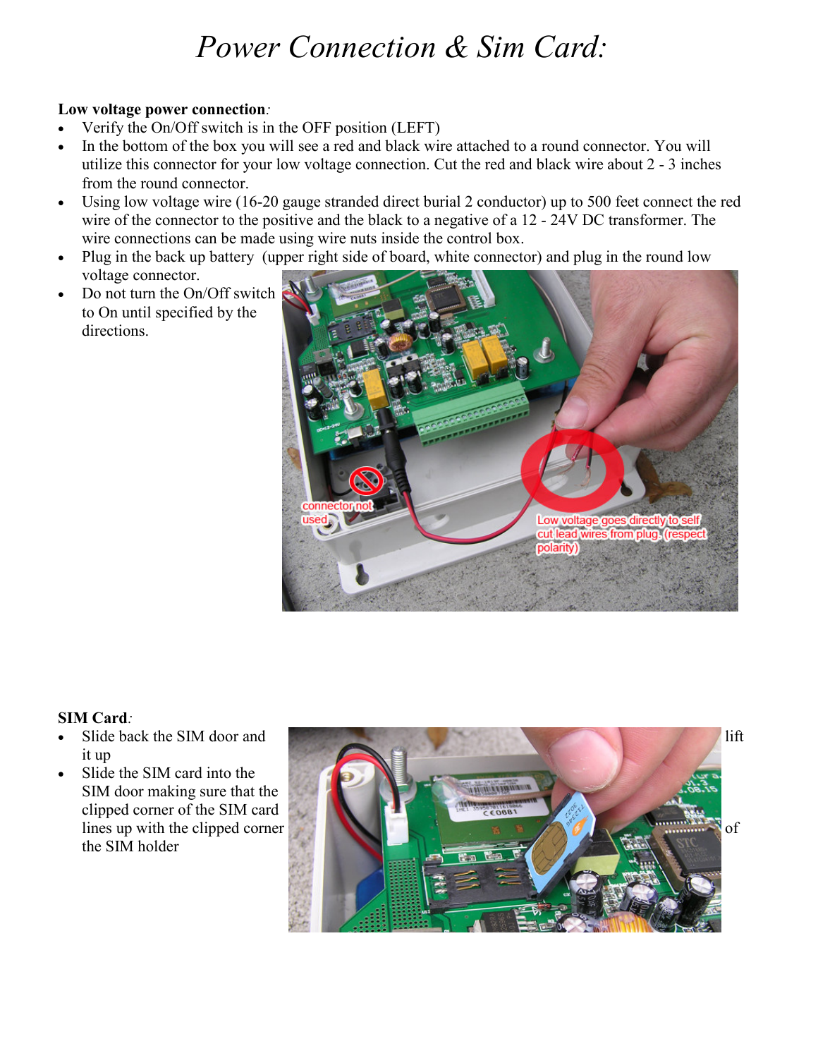# *Power Connection & Sim Card:*

**Low voltage power connection**:

- Verify the On/Off switch is in the OFF position (LEFT)
- In the bottom of the box you will see a red and black wire attached to a round connector. You will utilize this connector for your low voltage connection. Cut the red and black wire about 2 - 3 inches from the round connector.
- Using low voltage wire (16-20 gauge stranded direct burial 2 conductor) up to 500 feet connect the red wire of the connector to the positive and the black to a negative of a 12 - 24V DC transformer. The wire connections can be made using wire nuts inside the control box.
- Plug in the back up battery (upper right side of board, white connector) and plug in the round low voltage connector.
- Do not turn the On/Off switch to On until specified by the directions.

**SIM Card**:

- Slide back the SIM door and lift it up
- Slide the SIM card into the SIM door making sure that the clipped corner of the SIM card lines up with the clipped corner of the SIM holder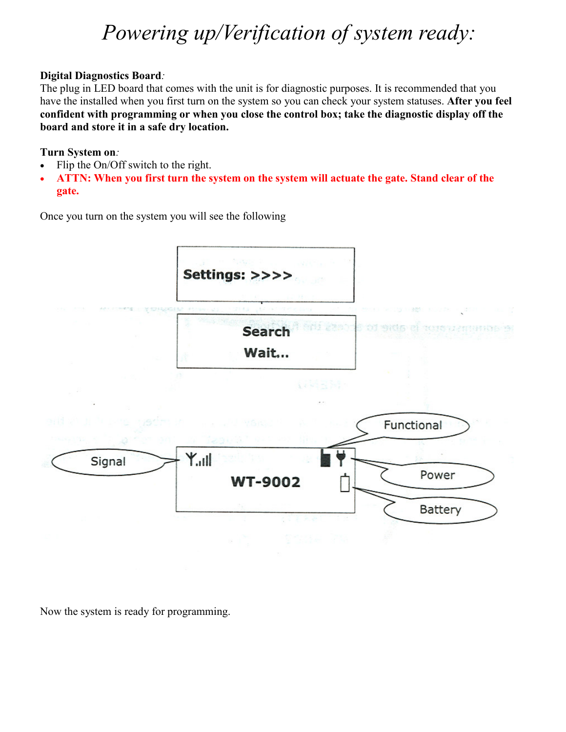# *Powering up/Verification of system ready:*

**Digital Diagnostics Board***:*
The plug in LED board that comes with the unit is for diagnostic purposes. It is recommended that you have the installed when you first turn on the system so you can check your system statuses. **After you feel confident with programming or when you close the control box; take the diagnostic display off the board and store it in a safe dry location.**

**Turn System on***:*

- Flip the On/Off switch to the right.
- **ATTN: When you first turn the system on the system will actuate the gate. Stand clear of the gate.**

Once you turn on the system you will see the following

Settings: >>>>

Search
Wait...

Signal | WT-9002 | Functional | Power | Battery

Now the system is ready for programming.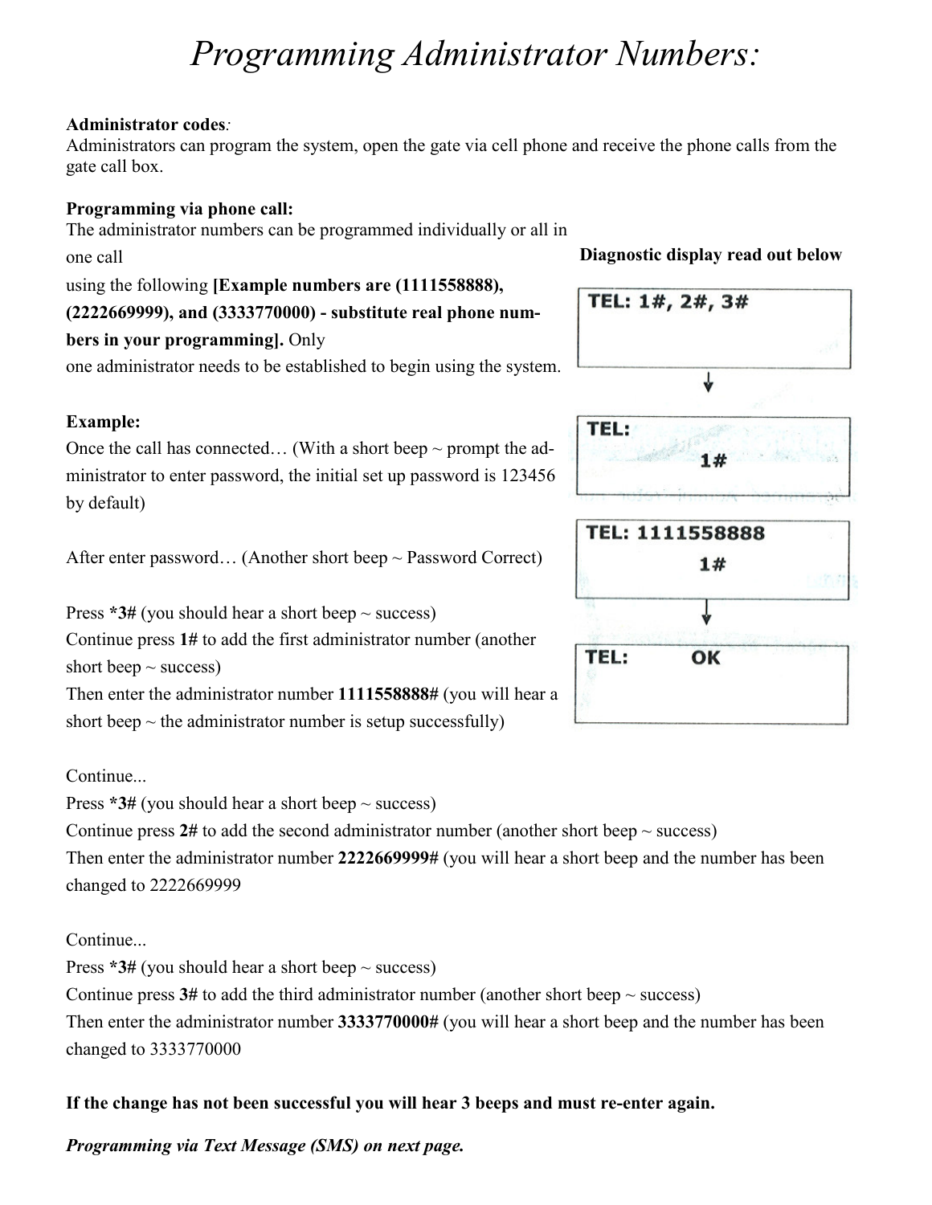# *Programming Administrator Numbers:*

**Administrator codes***:*
Administrators can program the system, open the gate via cell phone and receive the phone calls from the gate call box.

**Programming via phone call:**
The administrator numbers can be programmed individually or all in one call using the following **[Example numbers are (1111558888), (2222669999), and (3333770000) - substitute real phone numbers in your programming].** Only one administrator needs to be established to begin using the system.

**Diagnostic display read out below**

```
TEL: 1#, 2#, 3#
```

↓

```
TEL:
        1#
```

```
TEL: 1111558888
        1#
```

↓

```
TEL:        OK
```

**Example:**
Once the call has connected… (With a short beep ~ prompt the administrator to enter password, the initial set up password is 123456 by default)

After enter password… (Another short beep ~ Password Correct)

Press **\*3#** (you should hear a short beep ~ success)
Continue press **1#** to add the first administrator number (another short beep ~ success)
Then enter the administrator number **1111558888#** (you will hear a short beep ~ the administrator number is setup successfully)

Continue...
Press **\*3#** (you should hear a short beep ~ success)
Continue press **2#** to add the second administrator number (another short beep ~ success)
Then enter the administrator number **2222669999#** (you will hear a short beep and the number has been changed to 2222669999

Continue...
Press **\*3#** (you should hear a short beep ~ success)
Continue press **3#** to add the third administrator number (another short beep ~ success)
Then enter the administrator number **3333770000#** (you will hear a short beep and the number has been changed to 3333770000

**If the change has not been successful you will hear 3 beeps and must re-enter again.**

***Programming via Text Message (SMS) on next page.***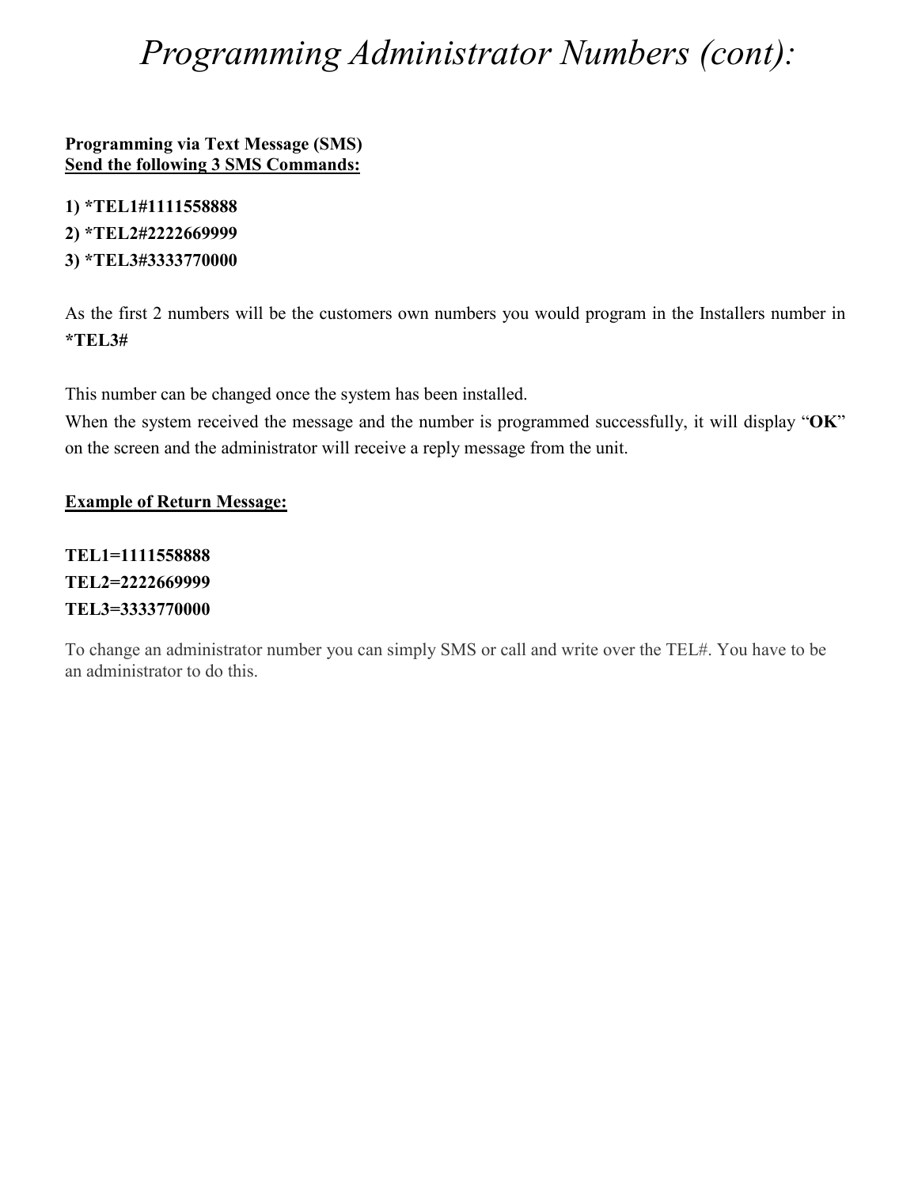# *Programming Administrator Numbers (cont):*

**Programming via Text Message (SMS)**
**<u>Send the following 3 SMS Commands:</u>**

**1) *TEL1#1111558888**
**2) *TEL2#2222669999**
**3) *TEL3#3333770000**

As the first 2 numbers will be the customers own numbers you would program in the Installers number in **\*TEL3#**

This number can be changed once the system has been installed.
When the system received the message and the number is programmed successfully, it will display "**OK**" on the screen and the administrator will receive a reply message from the unit.

**<u>Example of Return Message:</u>**

**TEL1=1111558888**
**TEL2=2222669999**
**TEL3=3333770000**

To change an administrator number you can simply SMS or call and write over the TEL#. You have to be an administrator to do this.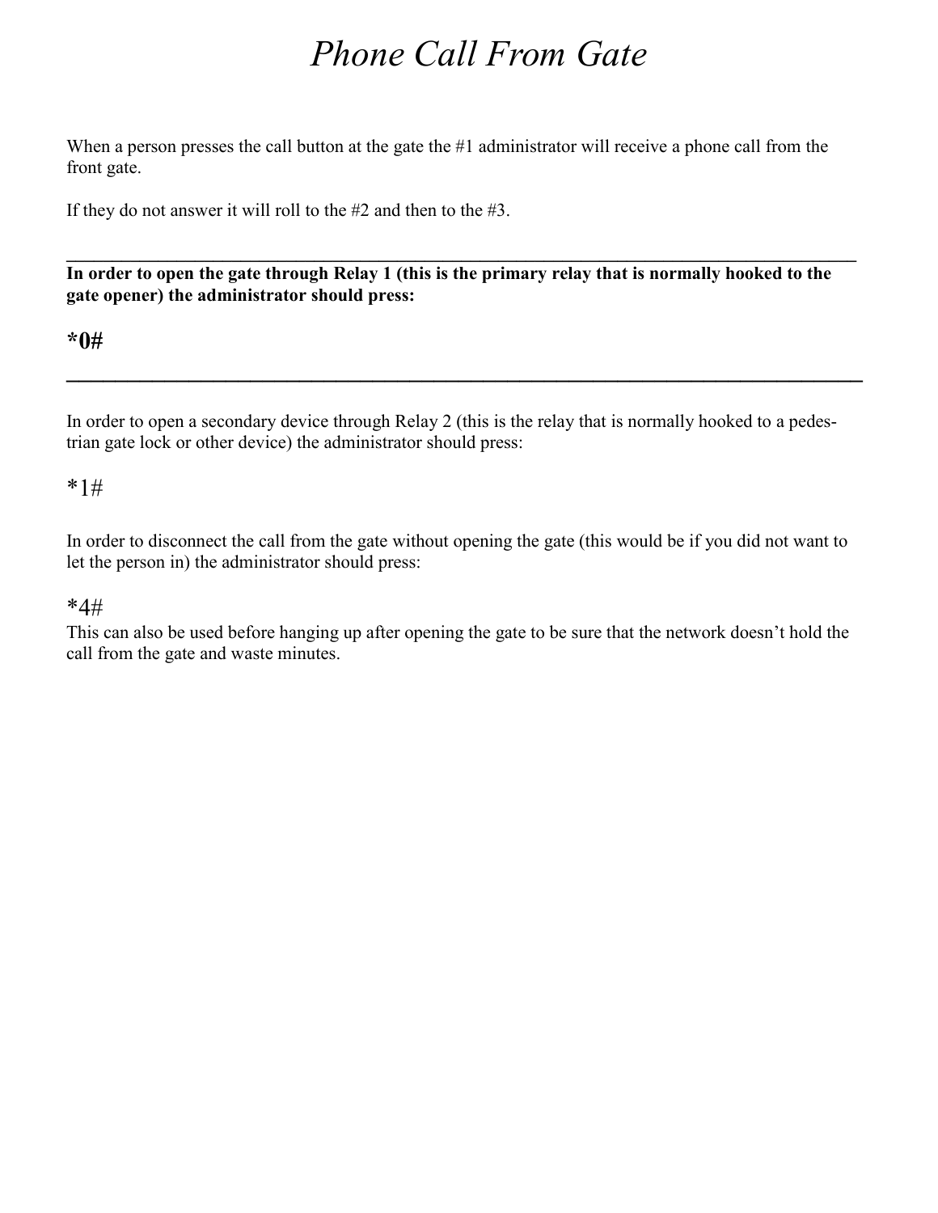# *Phone Call From Gate*

When a person presses the call button at the gate the #1 administrator will receive a phone call from the front gate.

If they do not answer it will roll to the #2 and then to the #3.

---

**In order to open the gate through Relay 1 (this is the primary relay that is normally hooked to the gate opener) the administrator should press:**

**\*0#**

---

In order to open a secondary device through Relay 2 (this is the relay that is normally hooked to a pedestrian gate lock or other device) the administrator should press:

\*1#

In order to disconnect the call from the gate without opening the gate (this would be if you did not want to let the person in) the administrator should press:

\*4#

This can also be used before hanging up after opening the gate to be sure that the network doesn't hold the call from the gate and waste minutes.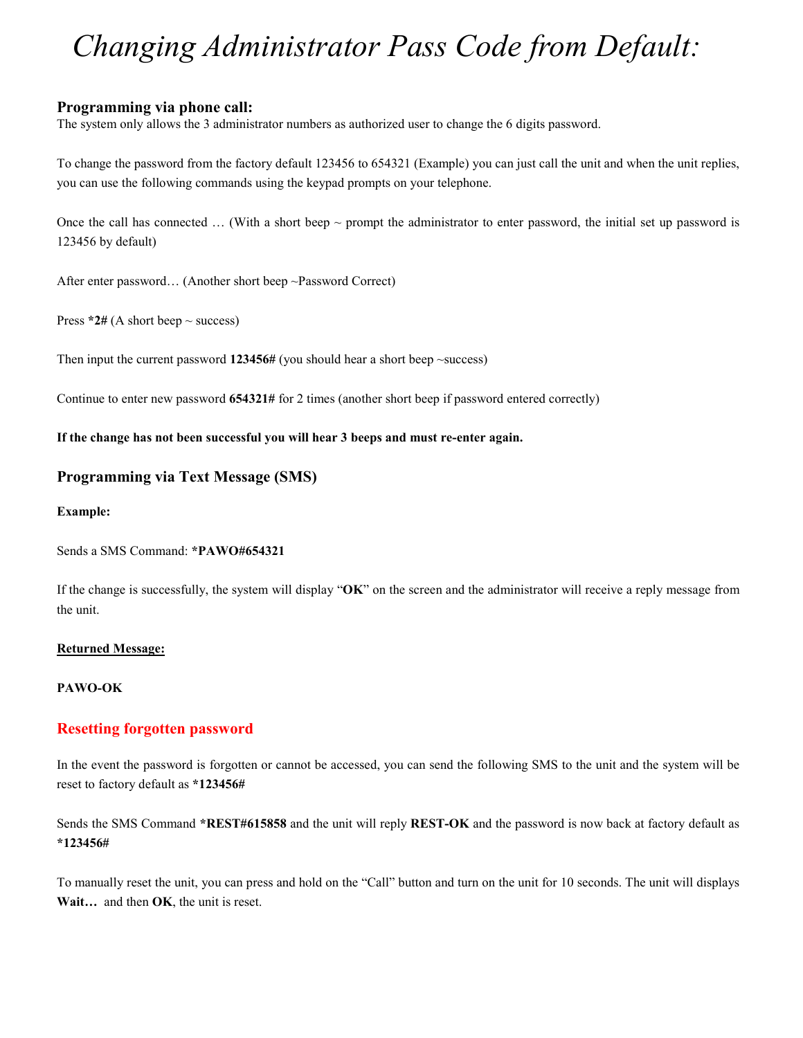# *Changing Administrator Pass Code from Default:*

### Programming via phone call:

The system only allows the 3 administrator numbers as authorized user to change the 6 digits password.

To change the password from the factory default 123456 to 654321 (Example) you can just call the unit and when the unit replies, you can use the following commands using the keypad prompts on your telephone.

Once the call has connected … (With a short beep ~ prompt the administrator to enter password, the initial set up password is 123456 by default)

After enter password… (Another short beep ~Password Correct)

Press **\*2#** (A short beep ~ success)

Then input the current password **123456#** (you should hear a short beep ~success)

Continue to enter new password **654321#** for 2 times (another short beep if password entered correctly)

**If the change has not been successful you will hear 3 beeps and must re-enter again.**

### Programming via Text Message (SMS)

**Example:**

Sends a SMS Command: **\*PAWO#654321**

If the change is successfully, the system will display "**OK**" on the screen and the administrator will receive a reply message from the unit.

<u>**Returned Message:**</u>

**PAWO-OK**

### Resetting forgotten password

In the event the password is forgotten or cannot be accessed, you can send the following SMS to the unit and the system will be reset to factory default as **\*123456#**

Sends the SMS Command **\*REST#615858** and the unit will reply **REST-OK** and the password is now back at factory default as **\*123456#**

To manually reset the unit, you can press and hold on the "Call" button and turn on the unit for 10 seconds. The unit will displays **Wait…** and then **OK**, the unit is reset.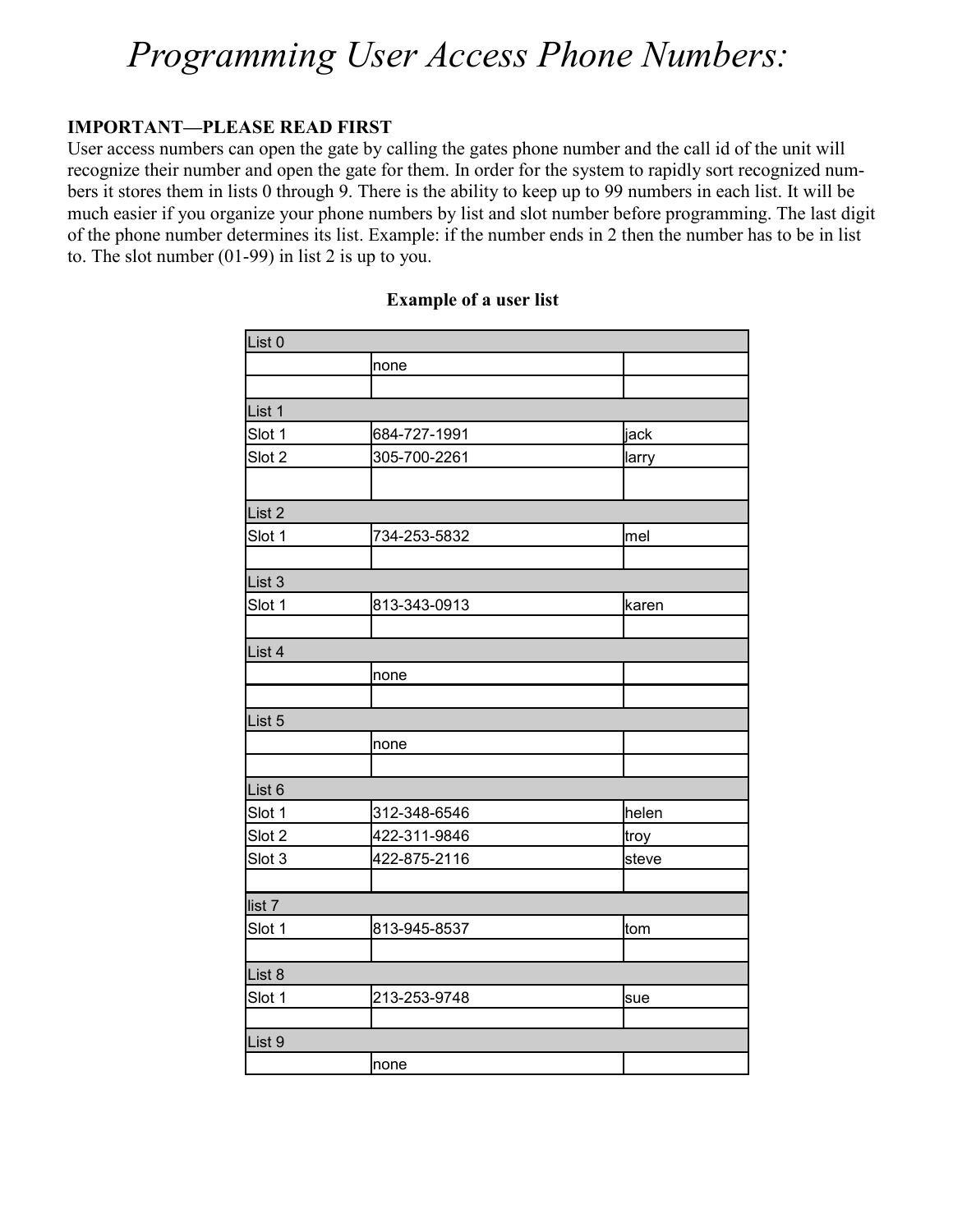# *Programming User Access Phone Numbers:*

**IMPORTANT—PLEASE READ FIRST**
User access numbers can open the gate by calling the gates phone number and the call id of the unit will recognize their number and open the gate for them. In order for the system to rapidly sort recognized numbers it stores them in lists 0 through 9. There is the ability to keep up to 99 numbers in each list. It will be much easier if you organize your phone numbers by list and slot number before programming. The last digit of the phone number determines its list. Example: if the number ends in 2 then the number has to be in list to. The slot number (01-99) in list 2 is up to you.

**Example of a user list**

| List 0 | | |
|---|---|---|
| | none | |
| | | |
| **List 1** | | |
| Slot 1 | 684-727-1991 | jack |
| Slot 2 | 305-700-2261 | larry |
| | | |
| **List 2** | | |
| Slot 1 | 734-253-5832 | mel |
| | | |
| **List 3** | | |
| Slot 1 | 813-343-0913 | karen |
| | | |
| **List 4** | | |
| | none | |
| | | |
| **List 5** | | |
| | none | |
| | | |
| **List 6** | | |
| Slot 1 | 312-348-6546 | helen |
| Slot 2 | 422-311-9846 | troy |
| Slot 3 | 422-875-2116 | steve |
| | | |
| **list 7** | | |
| Slot 1 | 813-945-8537 | tom |
| | | |
| **List 8** | | |
| Slot 1 | 213-253-9748 | sue |
| | | |
| **List 9** | | |
| | none | |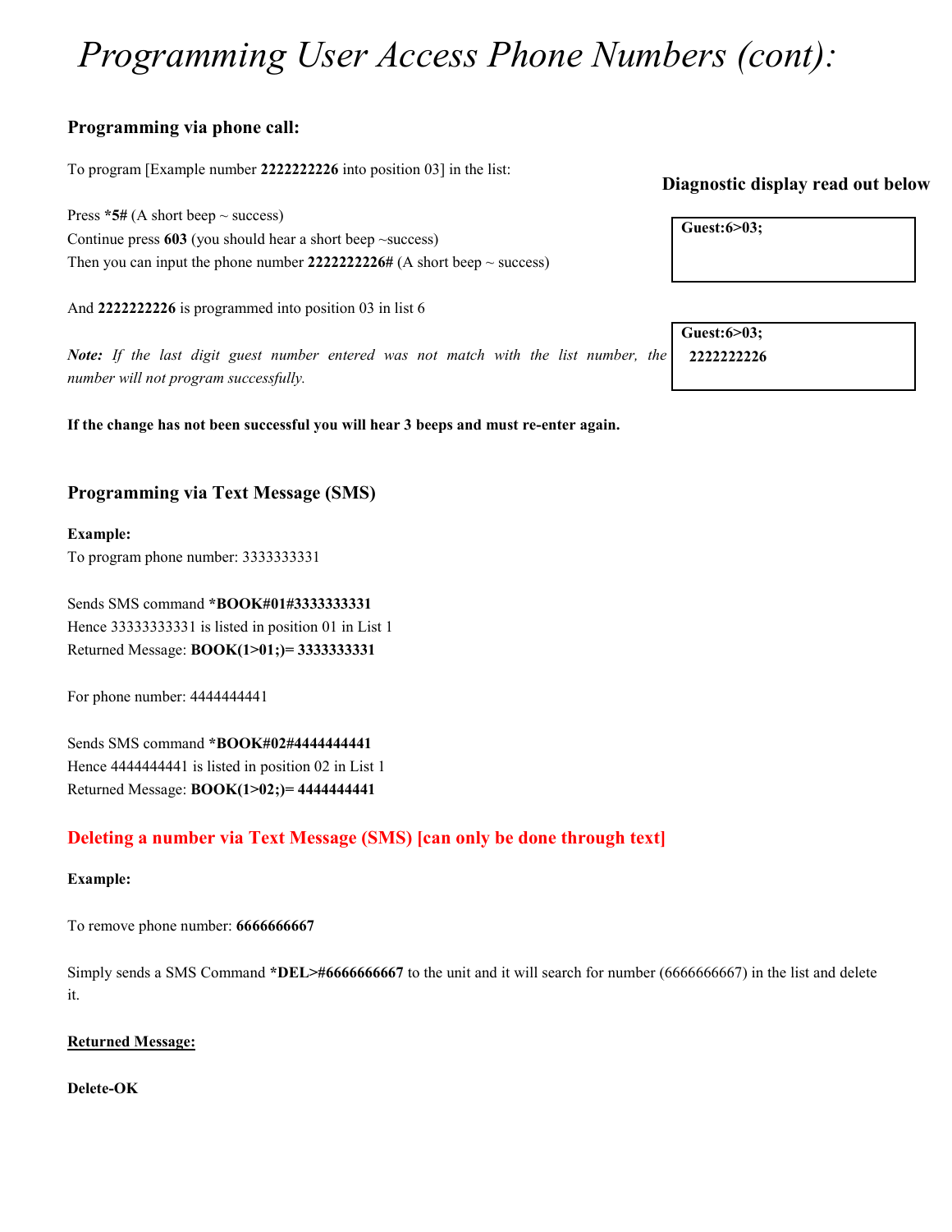# *Programming User Access Phone Numbers (cont):*

### Programming via phone call:

To program [Example number **2222222226** into position 03] in the list:

**Diagnostic display read out below**

Press ***5#** (A short beep ~ success)
Continue press **603** (you should hear a short beep ~success)
Then you can input the phone number **2222222226#** (A short beep ~ success)

| **Guest:6>03;** |
|---|

And **2222222226** is programmed into position 03 in list 6

| **Guest:6>03;** |
|---|
| **2222222226** |

***Note:*** *If the last digit guest number entered was not match with the list number, the number will not program successfully.*

**If the change has not been successful you will hear 3 beeps and must re-enter again.**

### Programming via Text Message (SMS)

**Example:**
To program phone number: 3333333331

Sends SMS command ***BOOK#01#3333333331**
Hence 33333333331 is listed in position 01 in List 1
Returned Message: **BOOK(1>01;)= 3333333331**

For phone number: 4444444441

Sends SMS command ***BOOK#02#4444444441**
Hence 4444444441 is listed in position 02 in List 1
Returned Message: **BOOK(1>02;)= 4444444441**

### Deleting a number via Text Message (SMS) [can only be done through text]

**Example:**

To remove phone number: **6666666667**

Simply sends a SMS Command ***DEL>#6666666667** to the unit and it will search for number (6666666667) in the list and delete it.

**Returned Message:**

**Delete-OK**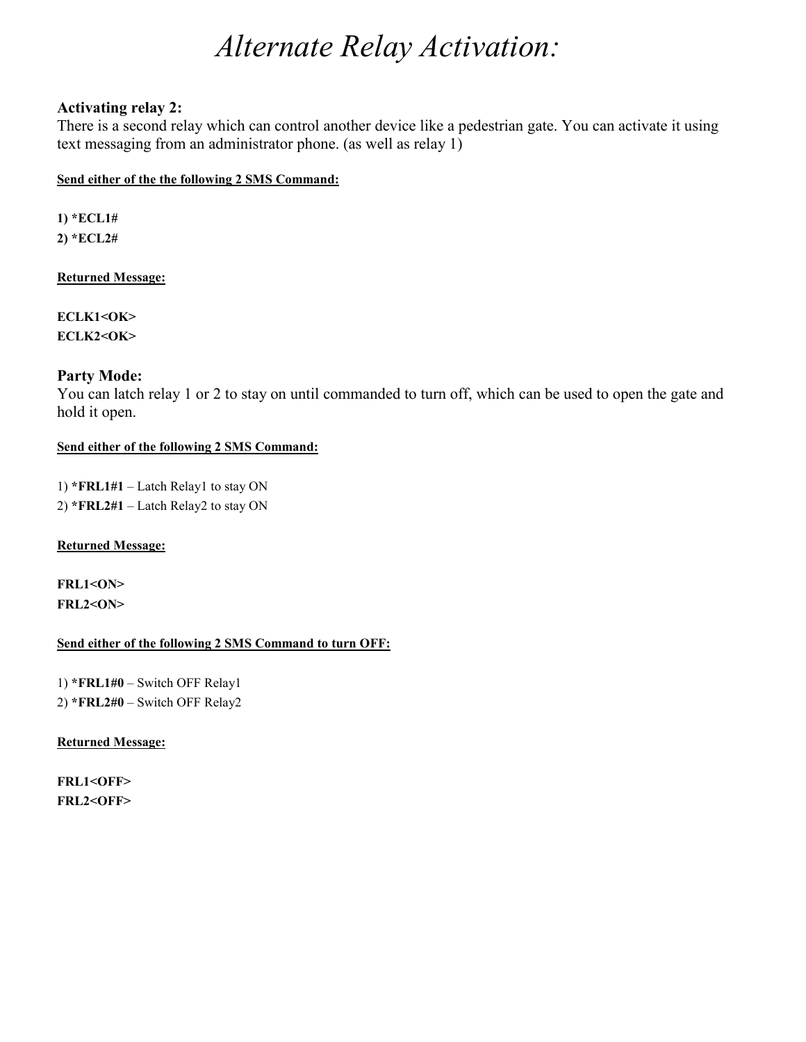# *Alternate Relay Activation:*

### Activating relay 2:

There is a second relay which can control another device like a pedestrian gate. You can activate it using text messaging from an administrator phone. (as well as relay 1)

**Send either of the the following 2 SMS Command:**

**1) *ECL1#**
**2) *ECL2#**

**Returned Message:**

**ECLK1<OK>**
**ECLK2<OK>**

### Party Mode:

You can latch relay 1 or 2 to stay on until commanded to turn off, which can be used to open the gate and hold it open.

**Send either of the following 2 SMS Command:**

1) ***FRL1#1** – Latch Relay1 to stay ON
2) ***FRL2#1** – Latch Relay2 to stay ON

**Returned Message:**

**FRL1<ON>**
**FRL2<ON>**

**Send either of the following 2 SMS Command to turn OFF:**

1) ***FRL1#0** – Switch OFF Relay1
2) ***FRL2#0** – Switch OFF Relay2

**Returned Message:**

**FRL1<OFF>**
**FRL2<OFF>**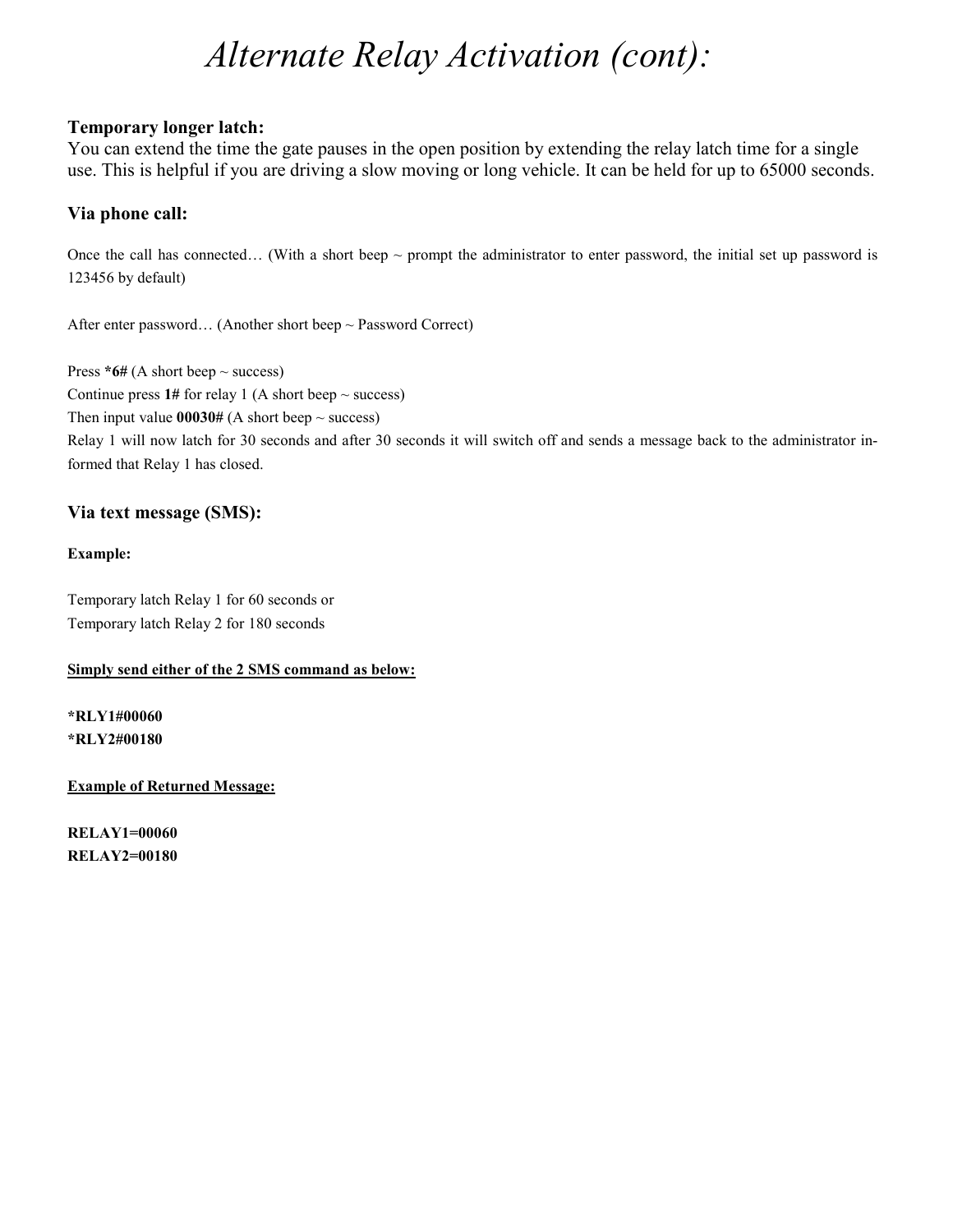# *Alternate Relay Activation (cont):*

**Temporary longer latch:**

You can extend the time the gate pauses in the open position by extending the relay latch time for a single use. This is helpful if you are driving a slow moving or long vehicle. It can be held for up to 65000 seconds.

### Via phone call:

Once the call has connected… (With a short beep ~ prompt the administrator to enter password, the initial set up password is 123456 by default)

After enter password… (Another short beep ~ Password Correct)

Press **\*6#** (A short beep ~ success)
Continue press **1#** for relay 1 (A short beep ~ success)
Then input value **00030#** (A short beep ~ success)
Relay 1 will now latch for 30 seconds and after 30 seconds it will switch off and sends a message back to the administrator informed that Relay 1 has closed.

### Via text message (SMS):

**Example:**

Temporary latch Relay 1 for 60 seconds or
Temporary latch Relay 2 for 180 seconds

**Simply send either of the 2 SMS command as below:**

**\*RLY1#00060**
**\*RLY2#00180**

**Example of Returned Message:**

**RELAY1=00060**
**RELAY2=00180**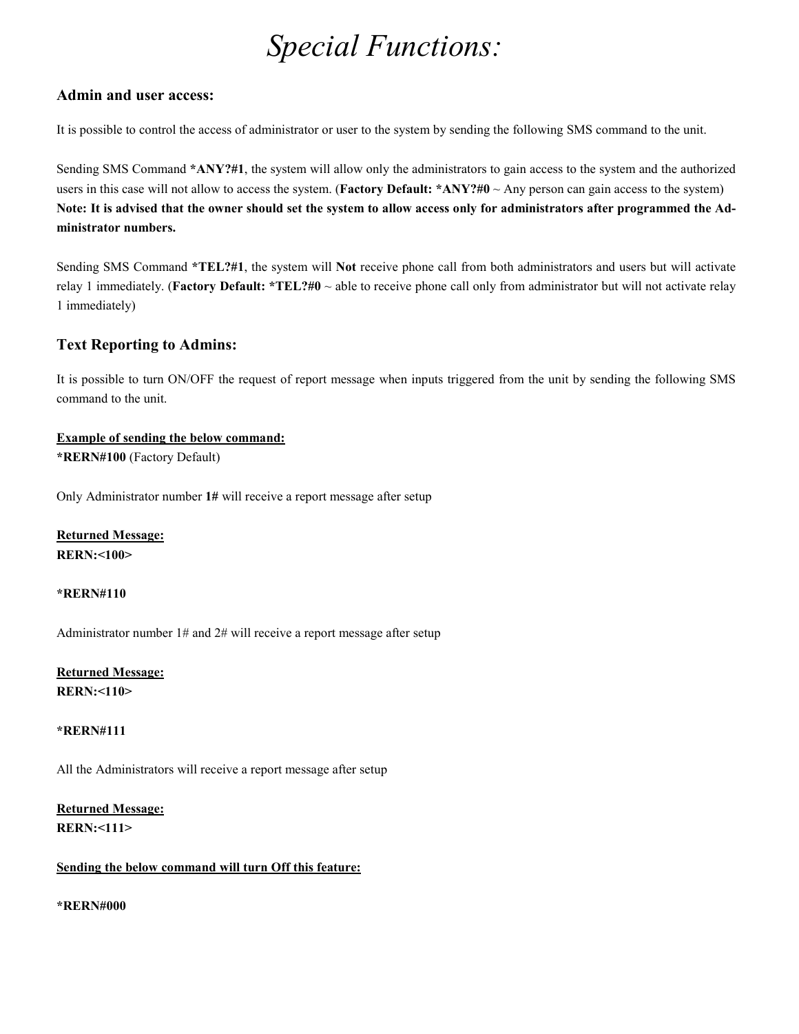# *Special Functions:*

## Admin and user access:

It is possible to control the access of administrator or user to the system by sending the following SMS command to the unit.

Sending SMS Command ***ANY?#1**, the system will allow only the administrators to gain access to the system and the authorized users in this case will not allow to access the system. (**Factory Default: *ANY?#0** ~ Any person can gain access to the system)
**Note: It is advised that the owner should set the system to allow access only for administrators after programmed the Administrator numbers.**

Sending SMS Command ***TEL?#1**, the system will **Not** receive phone call from both administrators and users but will activate relay 1 immediately. (**Factory Default: *TEL?#0** ~ able to receive phone call only from administrator but will not activate relay 1 immediately)

## Text Reporting to Admins:

It is possible to turn ON/OFF the request of report message when inputs triggered from the unit by sending the following SMS command to the unit.

**<u>Example of sending the below command:</u>**
***RERN#100** (Factory Default)

Only Administrator number **1#** will receive a report message after setup

**<u>Returned Message:</u>**
**RERN:<100>**

***RERN#110**

Administrator number 1# and 2# will receive a report message after setup

**<u>Returned Message:</u>**
**RERN:<110>**

***RERN#111**

All the Administrators will receive a report message after setup

**<u>Returned Message:</u>**
**RERN:<111>**

**<u>Sending the below command will turn Off this feature:</u>**

***RERN#000**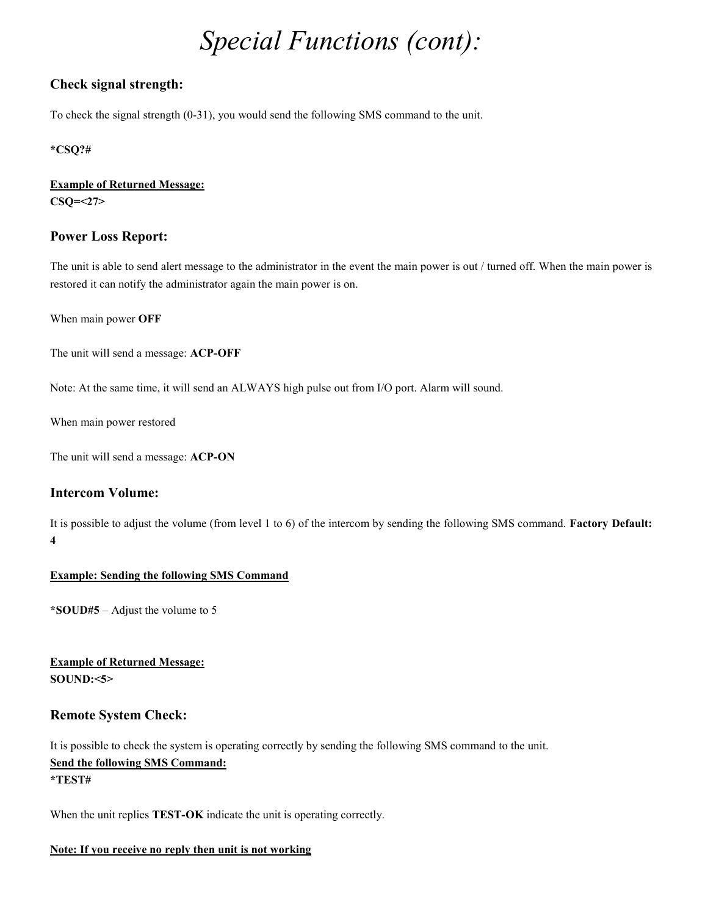# *Special Functions (cont):*

## Check signal strength:

To check the signal strength (0-31), you would send the following SMS command to the unit.

**\*CSQ?#**

**<u>Example of Returned Message:</u>**
**CSQ=<27>**

## Power Loss Report:

The unit is able to send alert message to the administrator in the event the main power is out / turned off. When the main power is restored it can notify the administrator again the main power is on.

When main power **OFF**

The unit will send a message: **ACP-OFF**

Note: At the same time, it will send an ALWAYS high pulse out from I/O port. Alarm will sound.

When main power restored

The unit will send a message: **ACP-ON**

## Intercom Volume:

It is possible to adjust the volume (from level 1 to 6) of the intercom by sending the following SMS command. **Factory Default: 4**

**<u>Example: Sending the following SMS Command</u>**

**\*SOUD#5** – Adjust the volume to 5

**<u>Example of Returned Message:</u>**
**SOUND:<5>**

## Remote System Check:

It is possible to check the system is operating correctly by sending the following SMS command to the unit.
**<u>Send the following SMS Command:</u>**
**\*TEST#**

When the unit replies **TEST-OK** indicate the unit is operating correctly.

**<u>Note: If you receive no reply then unit is not working</u>**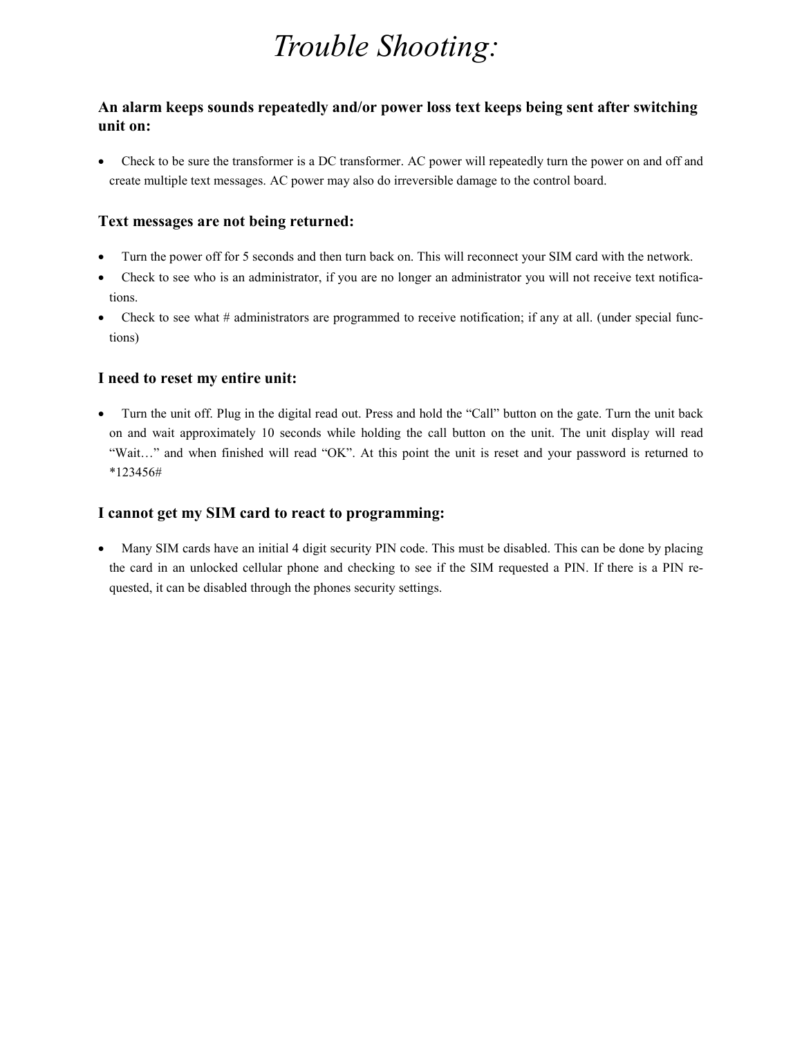# *Trouble Shooting:*

### An alarm keeps sounds repeatedly and/or power loss text keeps being sent after switching unit on:

- Check to be sure the transformer is a DC transformer. AC power will repeatedly turn the power on and off and create multiple text messages. AC power may also do irreversible damage to the control board.

### Text messages are not being returned:

- Turn the power off for 5 seconds and then turn back on. This will reconnect your SIM card with the network.
- Check to see who is an administrator, if you are no longer an administrator you will not receive text notifications.
- Check to see what # administrators are programmed to receive notification; if any at all. (under special functions)

### I need to reset my entire unit:

- Turn the unit off. Plug in the digital read out. Press and hold the “Call” button on the gate. Turn the unit back on and wait approximately 10 seconds while holding the call button on the unit. The unit display will read “Wait…” and when finished will read “OK”. At this point the unit is reset and your password is returned to *123456#

### I cannot get my SIM card to react to programming:

- Many SIM cards have an initial 4 digit security PIN code. This must be disabled. This can be done by placing the card in an unlocked cellular phone and checking to see if the SIM requested a PIN. If there is a PIN requested, it can be disabled through the phones security settings.